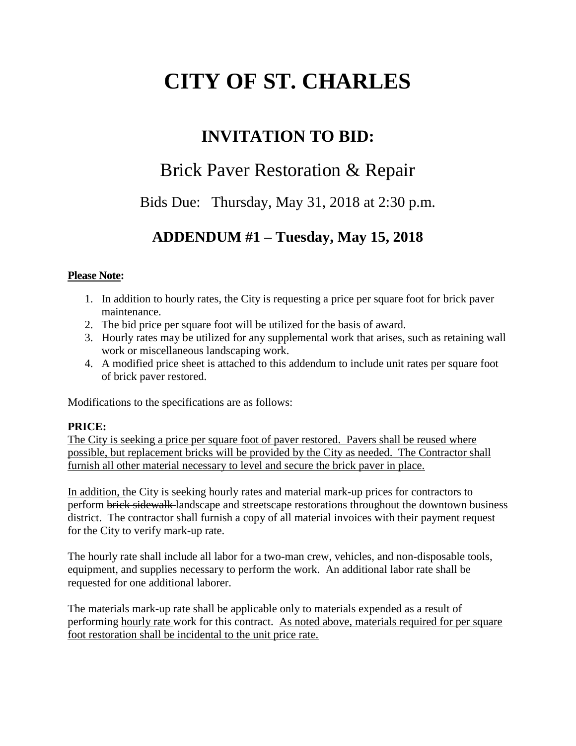# CITY OF ST. CHARLES

## INVITATION TO BID:

## Brick Paver Restoration & Repair

Bids Due: Thursday, May 31, 2018 at 2:30 p.m.

## ADDENDUM #1 – Tuesday, May 15, 2018

**<u>Please Note</u>:**

1. In addition to hourly rates, the City is requesting a price per square foot for brick paver maintenance.
2. The bid price per square foot will be utilized for the basis of award.
3. Hourly rates may be utilized for any supplemental work that arises, such as retaining wall work or miscellaneous landscaping work.
4. A modified price sheet is attached to this addendum to include unit rates per square foot of brick paver restored.

Modifications to the specifications are as follows:

**PRICE:**

<u>The City is seeking a price per square foot of paver restored. Pavers shall be reused where possible, but replacement bricks will be provided by the City as needed. The Contractor shall furnish all other material necessary to level and secure the brick paver in place.</u>

<u>In addition, t</u>he City is seeking hourly rates and material mark-up prices for contractors to perform ~~brick sidewalk~~ <u>landscape</u> and streetscape restorations throughout the downtown business district. The contractor shall furnish a copy of all material invoices with their payment request for the City to verify mark-up rate.

The hourly rate shall include all labor for a two-man crew, vehicles, and non-disposable tools, equipment, and supplies necessary to perform the work. An additional labor rate shall be requested for one additional laborer.

The materials mark-up rate shall be applicable only to materials expended as a result of performing <u>hourly rate</u> work for this contract. <u>As noted above, materials required for per square foot restoration shall be incidental to the unit price rate.</u>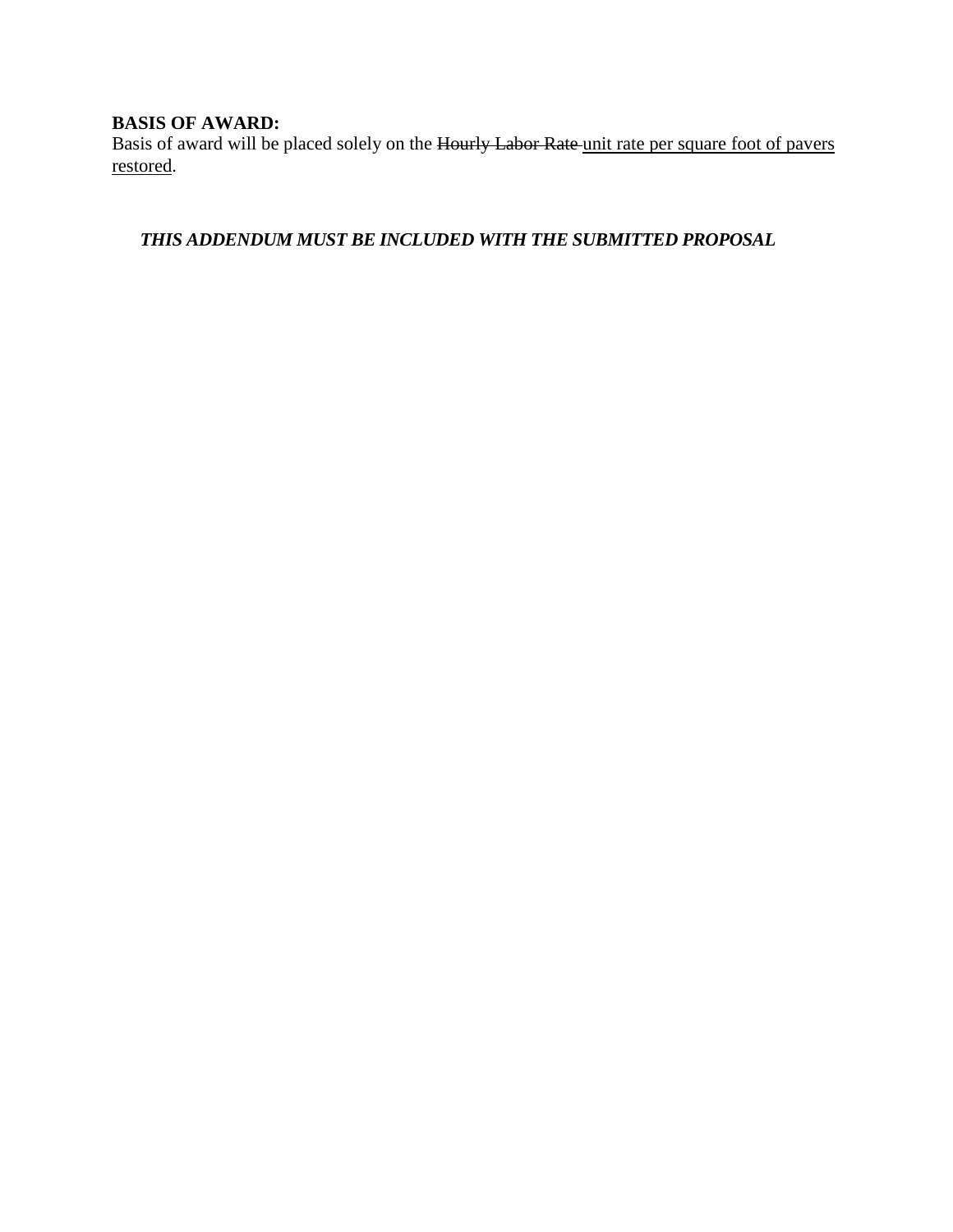**BASIS OF AWARD:**
Basis of award will be placed solely on the ~~Hourly Labor Rate~~ <u>unit rate per square foot of pavers restored</u>.

***THIS ADDENDUM MUST BE INCLUDED WITH THE SUBMITTED PROPOSAL***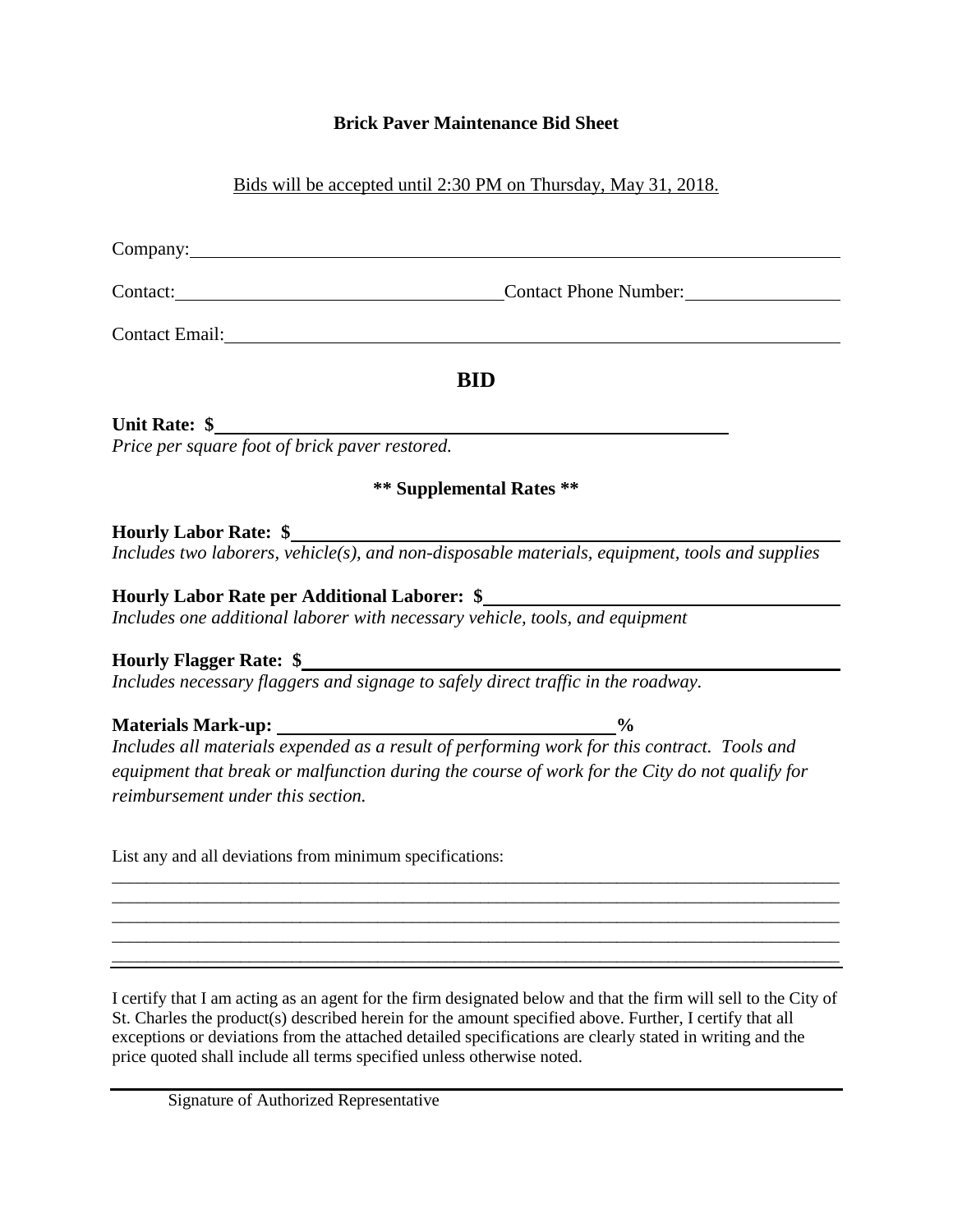# Brick Paver Maintenance Bid Sheet

Bids will be accepted until 2:30 PM on Thursday, May 31, 2018.

Company: ______________________________________________

Contact: ______________________ Contact Phone Number: ______________

Contact Email: ______________________________________________

## BID

**Unit Rate: $**______________________________________

*Price per square foot of brick paver restored.*

**\*\* Supplemental Rates \*\***

**Hourly Labor Rate: $**______________________________________

*Includes two laborers, vehicle(s), and non-disposable materials, equipment, tools and supplies*

**Hourly Labor Rate per Additional Laborer: $**______________________________

*Includes one additional laborer with necessary vehicle, tools, and equipment*

**Hourly Flagger Rate: $**______________________________________

*Includes necessary flaggers and signage to safely direct traffic in the roadway.*

**Materials Mark-up:** ______________________ **%**

*Includes all materials expended as a result of performing work for this contract. Tools and equipment that break or malfunction during the course of work for the City do not qualify for reimbursement under this section.*

List any and all deviations from minimum specifications:

_______________________________________________________________________________________

_______________________________________________________________________________________

_______________________________________________________________________________________

_______________________________________________________________________________________

_______________________________________________________________________________________

I certify that I am acting as an agent for the firm designated below and that the firm will sell to the City of St. Charles the product(s) described herein for the amount specified above. Further, I certify that all exceptions or deviations from the attached detailed specifications are clearly stated in writing and the price quoted shall include all terms specified unless otherwise noted.

_______________________________________________________________________________________

Signature of Authorized Representative